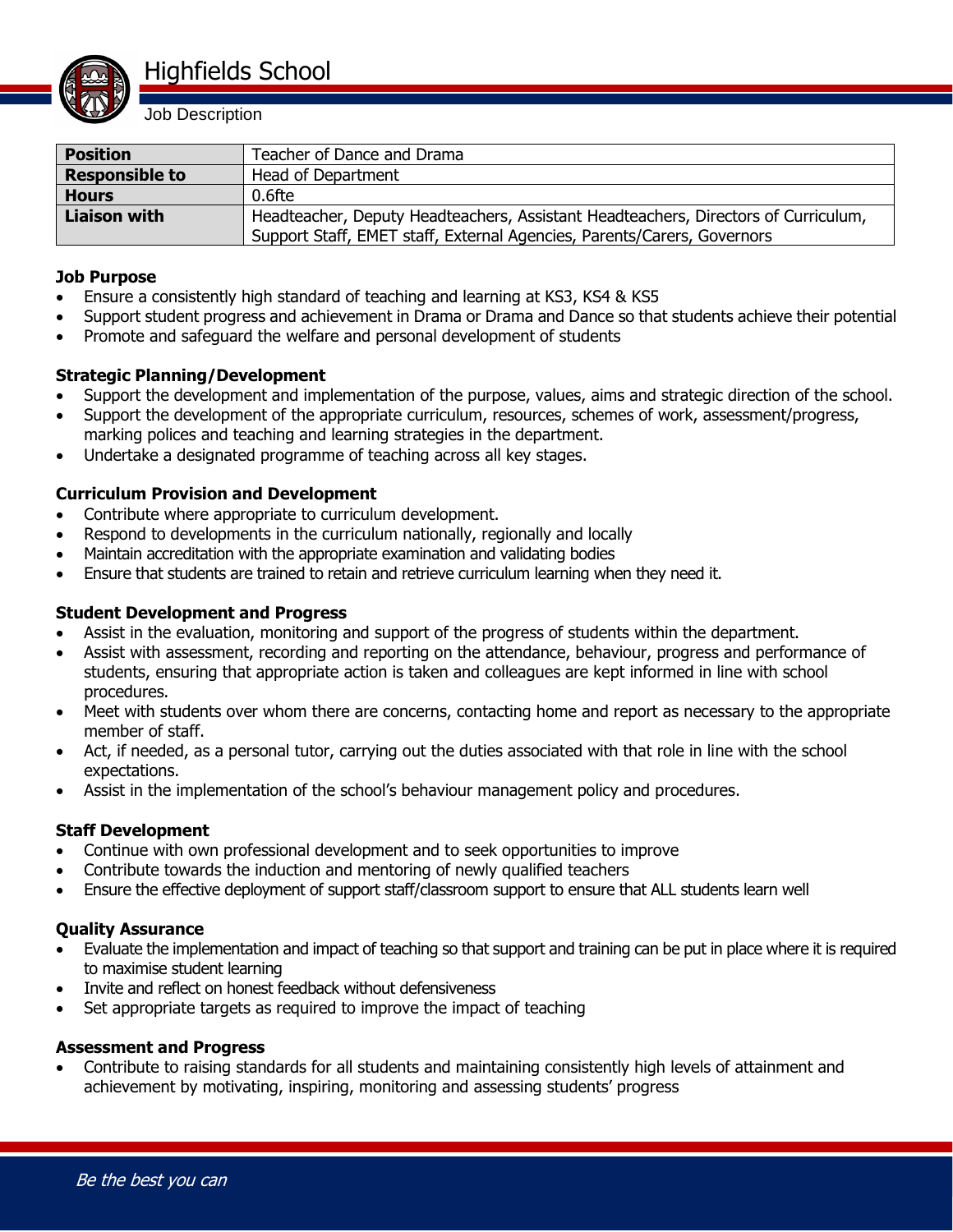# Highfields School

Job Description

| Position | Teacher of Dance and Drama |
|---|---|
| Responsible to | Head of Department |
| Hours | 0.6fte |
| Liaison with | Headteacher, Deputy Headteachers, Assistant Headteachers, Directors of Curriculum, Support Staff, EMET staff, External Agencies, Parents/Carers, Governors |

**Job Purpose**

- Ensure a consistently high standard of teaching and learning at KS3, KS4 & KS5
- Support student progress and achievement in Drama or Drama and Dance so that students achieve their potential
- Promote and safeguard the welfare and personal development of students

**Strategic Planning/Development**

- Support the development and implementation of the purpose, values, aims and strategic direction of the school.
- Support the development of the appropriate curriculum, resources, schemes of work, assessment/progress, marking polices and teaching and learning strategies in the department.
- Undertake a designated programme of teaching across all key stages.

**Curriculum Provision and Development**

- Contribute where appropriate to curriculum development.
- Respond to developments in the curriculum nationally, regionally and locally
- Maintain accreditation with the appropriate examination and validating bodies
- Ensure that students are trained to retain and retrieve curriculum learning when they need it.

**Student Development and Progress**

- Assist in the evaluation, monitoring and support of the progress of students within the department.
- Assist with assessment, recording and reporting on the attendance, behaviour, progress and performance of students, ensuring that appropriate action is taken and colleagues are kept informed in line with school procedures.
- Meet with students over whom there are concerns, contacting home and report as necessary to the appropriate member of staff.
- Act, if needed, as a personal tutor, carrying out the duties associated with that role in line with the school expectations.
- Assist in the implementation of the school's behaviour management policy and procedures.

**Staff Development**

- Continue with own professional development and to seek opportunities to improve
- Contribute towards the induction and mentoring of newly qualified teachers
- Ensure the effective deployment of support staff/classroom support to ensure that ALL students learn well

**Quality Assurance**

- Evaluate the implementation and impact of teaching so that support and training can be put in place where it is required to maximise student learning
- Invite and reflect on honest feedback without defensiveness
- Set appropriate targets as required to improve the impact of teaching

**Assessment and Progress**

- Contribute to raising standards for all students and maintaining consistently high levels of attainment and achievement by motivating, inspiring, monitoring and assessing students' progress

*Be the best you can*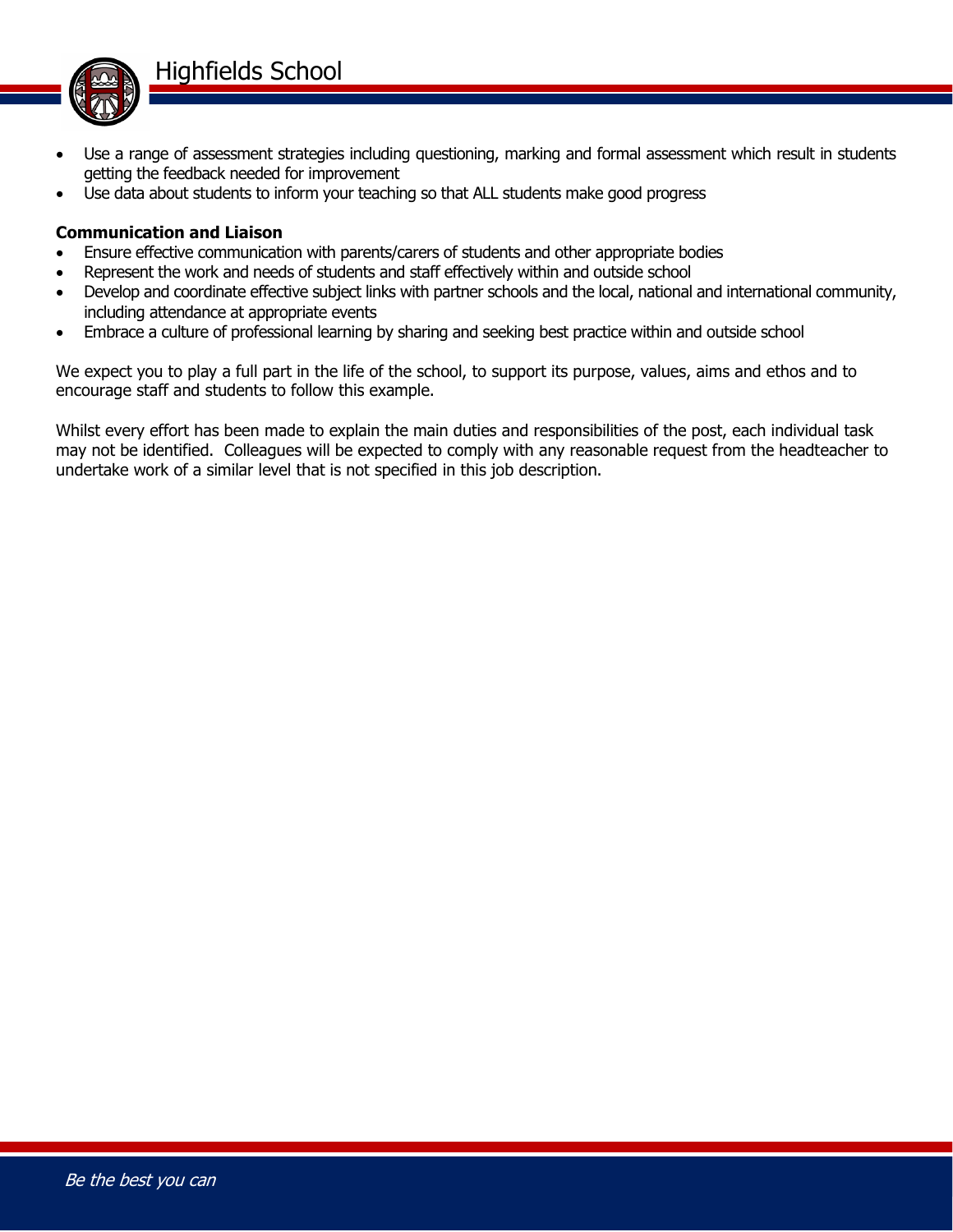- Use a range of assessment strategies including questioning, marking and formal assessment which result in students getting the feedback needed for improvement
- Use data about students to inform your teaching so that ALL students make good progress

**Communication and Liaison**

- Ensure effective communication with parents/carers of students and other appropriate bodies
- Represent the work and needs of students and staff effectively within and outside school
- Develop and coordinate effective subject links with partner schools and the local, national and international community, including attendance at appropriate events
- Embrace a culture of professional learning by sharing and seeking best practice within and outside school

We expect you to play a full part in the life of the school, to support its purpose, values, aims and ethos and to encourage staff and students to follow this example.

Whilst every effort has been made to explain the main duties and responsibilities of the post, each individual task may not be identified. Colleagues will be expected to comply with any reasonable request from the headteacher to undertake work of a similar level that is not specified in this job description.